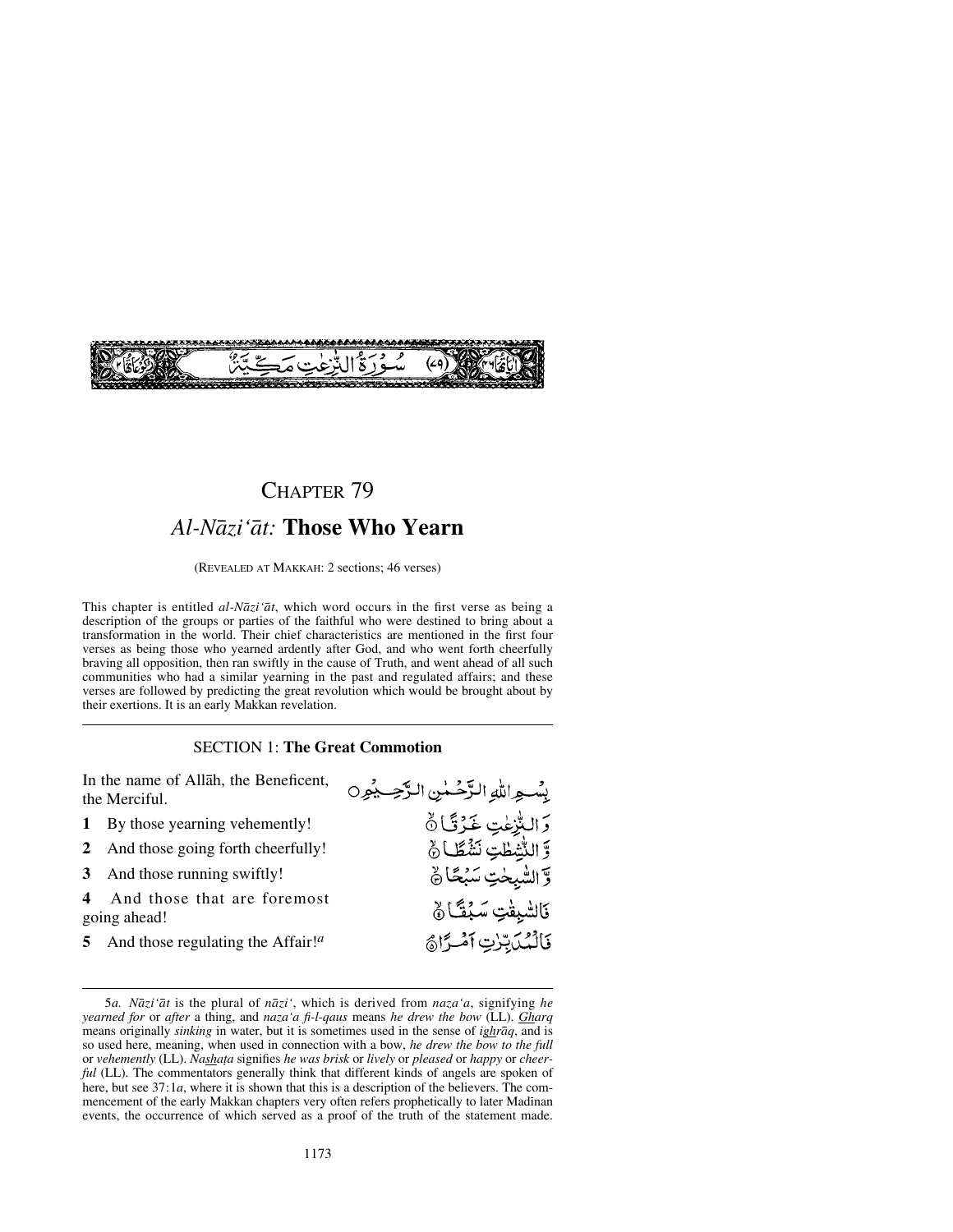سُورَةُ النّٰزِعٰتِ مَكِّيَّةٌ (٧٩)

# CHAPTER 79

## *Al-Nāzi'āt:* **Those Who Yearn**

(REVEALED AT MAKKAH: 2 sections; 46 verses)

This chapter is entitled *al-Nāzi'āt*, which word occurs in the first verse as being a description of the groups or parties of the faithful who were destined to bring about a transformation in the world. Their chief characteristics are mentioned in the first four verses as being those who yearned ardently after God, and who went forth cheerfully braving all opposition, then ran swiftly in the cause of Truth, and went ahead of all such communities who had a similar yearning in the past and regulated affairs; and these verses are followed by predicting the great revolution which would be brought about by their exertions. It is an early Makkan revelation.

---

### SECTION 1: **The Great Commotion**

In the name of Allāh, the Beneficent, the Merciful.

بِسْمِ اللّٰهِ الرَّحْمٰنِ الرَّحِيْمِ

**1** By those yearning vehemently!

وَ النّٰزِعٰتِ غَرْقًا ﴿۱﴾

**2** And those going forth cheerfully!

وَّ النّٰشِطٰتِ نَشْطًا ﴿۲﴾

**3** And those running swiftly!

وَّ السّٰبِحٰتِ سَبْحًا ﴿۳﴾

**4** And those that are foremost going ahead!

فَالسّٰبِقٰتِ سَبْقًا ﴿۴﴾

**5** And those regulating the Affair![a]

فَالْمُدَبِّرٰتِ اَمْرًا ﴿۵﴾

---

5*a*. *Nāzi'āt* is the plural of *nāzi'*, which is derived from *naza'a*, signifying *he yearned for* or *after* a thing, and *naza'a fi-l-qaus* means *he drew the bow* (LL). *Gharq* means originally *sinking* in water, but it is sometimes used in the sense of *ighrāq*, and is so used here, meaning, when used in connection with a bow, *he drew the bow to the full* or *vehemently* (LL). *Nashaṭa* signifies *he was brisk* or *lively* or *pleased* or *happy* or *cheerful* (LL). The commentators generally think that different kinds of angels are spoken of here, but see 37:1*a*, where it is shown that this is a description of the believers. The commencement of the early Makkan chapters very often refers prophetically to later Madīnan events, the occurrence of which served as a proof of the truth of the statement made.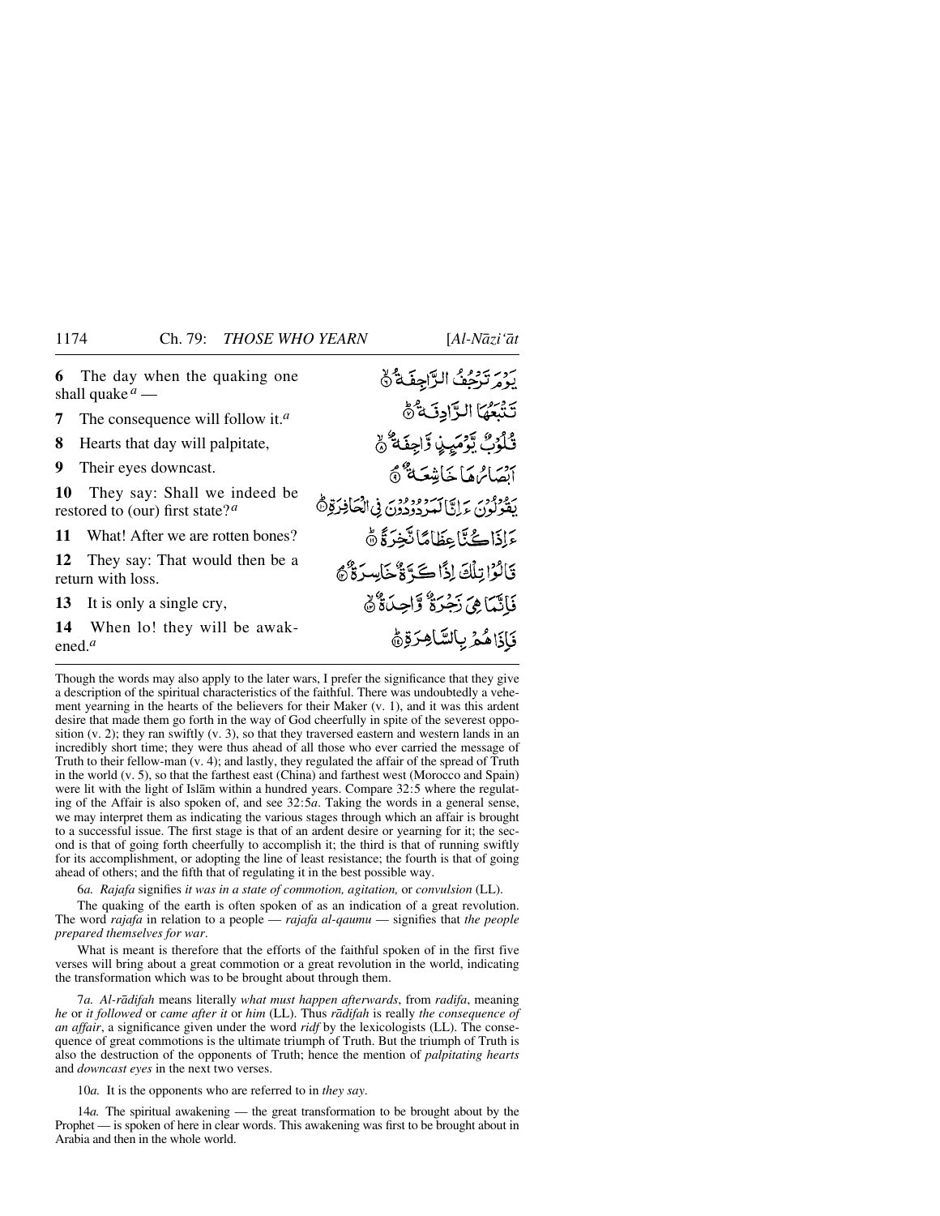| | |
|---|---|
| **6** The day when the quaking one shall quake[a] — | يَوْمَ تَرْجُفُ الرَّاجِفَةُ ﴿٦﴾ |
| **7** The consequence will follow it.[a] | تَتْبَعُهَا الرَّادِفَةُ ﴿٧﴾ |
| **8** Hearts that day will palpitate, | قُلُوبٌ يَوْمَئِذٍ وَاجِفَةٌ ﴿٨﴾ |
| **9** Their eyes downcast. | أَبْصَارُهَا خَاشِعَةٌ ﴿٩﴾ |
| **10** They say: Shall we indeed be restored to (our) first state?[a] | يَقُولُونَ أَإِنَّا لَمَرْدُودُونَ فِي الْحَافِرَةِ ﴿١٠﴾ |
| **11** What! After we are rotten bones? | أَإِذَا كُنَّا عِظَامًا نَخِرَةً ﴿١١﴾ |
| **12** They say: That would then be a return with loss. | قَالُوا تِلْكَ إِذًا كَرَّةٌ خَاسِرَةٌ ﴿١٢﴾ |
| **13** It is only a single cry, | فَإِنَّمَا هِيَ زَجْرَةٌ وَاحِدَةٌ ﴿١٣﴾ |
| **14** When lo! they will be awakened.[a] | فَإِذَا هُمْ بِالسَّاهِرَةِ ﴿١٤﴾ |

---

Though the words may also apply to the later wars, I prefer the significance that they give a description of the spiritual characteristics of the faithful. There was undoubtedly a vehement yearning in the hearts of the believers for their Maker (v. 1), and it was this ardent desire that made them go forth in the way of God cheerfully in spite of the severest opposition (v. 2); they ran swiftly (v. 3), so that they traversed eastern and western lands in an incredibly short time; they were thus ahead of all those who ever carried the message of Truth to their fellow-man (v. 4); and lastly, they regulated the affair of the spread of Truth in the world (v. 5), so that the farthest east (China) and farthest west (Morocco and Spain) were lit with the light of Islām within a hundred years. Compare 32:5 where the regulating of the Affair is also spoken of, and see 32:5*a*. Taking the words in a general sense, we may interpret them as indicating the various stages through which an affair is brought to a successful issue. The first stage is that of an ardent desire or yearning for it; the second is that of going forth cheerfully to accomplish it; the third is that of running swiftly for its accomplishment, or adopting the line of least resistance; the fourth is that of going ahead of others; and the fifth that of regulating it in the best possible way.

6*a*. *Rajafa* signifies *it was in a state of commotion, agitation,* or *convulsion* (LL).

The quaking of the earth is often spoken of as an indication of a great revolution. The word *rajafa* in relation to a people — *rajafa al-qaumu* — signifies that *the people prepared themselves for war*.

What is meant is therefore that the efforts of the faithful spoken of in the first five verses will bring about a great commotion or a great revolution in the world, indicating the transformation which was to be brought about through them.

7*a*. *Al-rādifah* means literally *what must happen afterwards*, from *radifa*, meaning *he* or *it followed* or *came after it* or *him* (LL). Thus *rādifah* is really *the consequence of an affair*, a significance given under the word *ridf* by the lexicologists (LL). The consequence of great commotions is the ultimate triumph of Truth. But the triumph of Truth is also the destruction of the opponents of Truth; hence the mention of *palpitating hearts* and *downcast eyes* in the next two verses.

10*a*. It is the opponents who are referred to in *they say*.

14*a*. The spiritual awakening — the great transformation to be brought about by the Prophet — is spoken of here in clear words. This awakening was first to be brought about in Arabia and then in the whole world.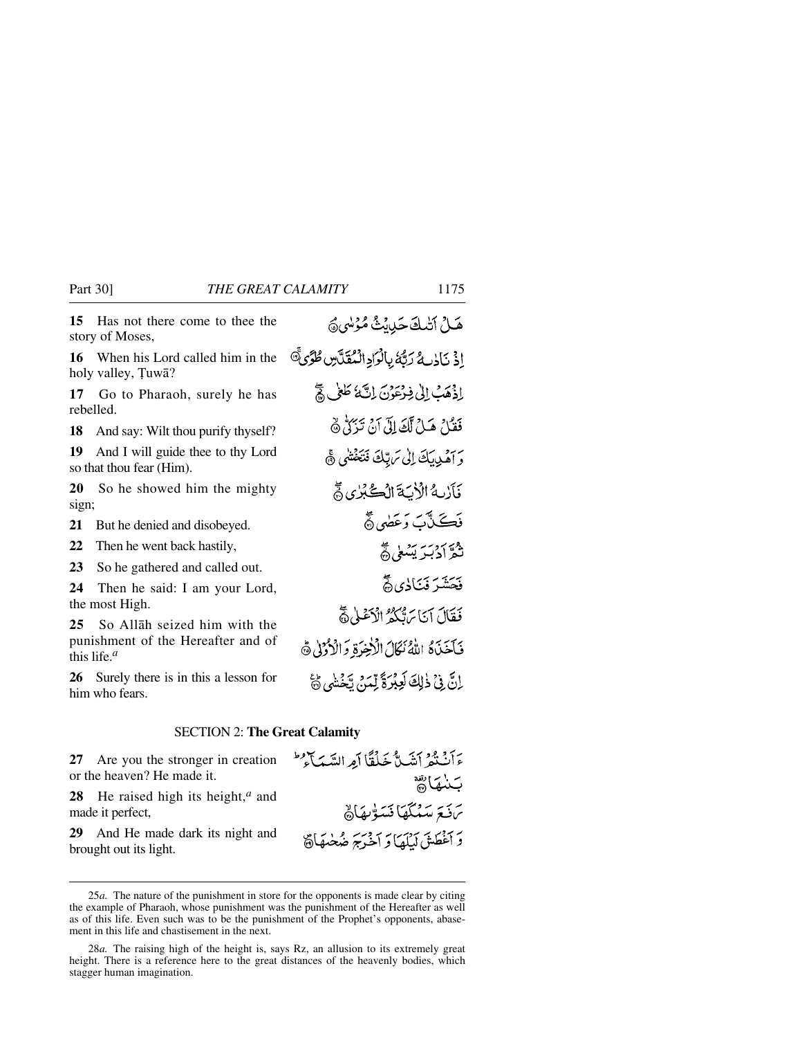**15** Has not there come to thee the story of Moses,

هَلْ اَتٰىكَ حَدِيْثُ مُوْسٰى ﴿١٥﴾

**16** When his Lord called him in the holy valley, Ṭuwā?

اِذْ نَادٰىهُ رَبُّهٗ بِالْوَادِ الْمُقَدَّسِ طُوًى ﴿١٦﴾

**17** Go to Pharaoh, surely he has rebelled.

اِذْهَبْ اِلٰى فِرْعَوْنَ اِنَّهٗ طَغٰى ﴿١٧﴾

**18** And say: Wilt thou purify thyself?

فَقُلْ هَلْ لَّكَ اِلٰٓى اَنْ تَزَكّٰى ﴿١٨﴾

**19** And I will guide thee to thy Lord so that thou fear (Him).

وَ اَهْدِيَكَ اِلٰى رَبِّكَ فَتَخْشٰى ﴿١٩﴾

**20** So he showed him the mighty sign;

فَاَرٰىهُ الْاٰيَةَ الْكُبْرٰى ﴿٢٠﴾

**21** But he denied and disobeyed.

فَكَذَّبَ وَ عَصٰى ﴿٢١﴾

**22** Then he went back hastily,

ثُمَّ اَدْبَرَ يَسْعٰى ﴿٢٢﴾

**23** So he gathered and called out.

فَحَشَرَ فَنَادٰى ﴿٢٣﴾

**24** Then he said: I am your Lord, the most High.

فَقَالَ اَنَا رَبُّكُمُ الْاَعْلٰى ﴿٢٤﴾

**25** So Allāh seized him with the punishment of the Hereafter and of this life.[a]

فَاَخَذَهُ اللّٰهُ نَكَالَ الْاٰخِرَةِ وَ الْاُوْلٰى ﴿٢٥﴾

**26** Surely there is in this a lesson for him who fears.

اِنَّ فِيْ ذٰلِكَ لَعِبْرَةً لِّمَنْ يَّخْشٰى ﴿٢٦﴾

## SECTION 2: **The Great Calamity**

**27** Are you the stronger in creation or the heaven? He made it.

ءَاَنْتُمْ اَشَدُّ خَلْقًا اَمِ السَّمَآءُ ؕ بَنٰىهَا ﴿٢٧﴾

**28** He raised high its height,[a] and made it perfect,

رَفَعَ سَمْكَهَا فَسَوّٰىهَا ﴿٢٨﴾

**29** And He made dark its night and brought out its light.

وَ اَغْطَشَ لَيْلَهَا وَ اَخْرَجَ ضُحٰىهَا ﴿٢٩﴾

---

25*a.* The nature of the punishment in store for the opponents is made clear by citing the example of Pharaoh, whose punishment was the punishment of the Hereafter as well as of this life. Even such was to be the punishment of the Prophet's opponents, abasement in this life and chastisement in the next.

28*a.* The raising high of the height is, says Rz, an allusion to its extremely great height. There is a reference here to the great distances of the heavenly bodies, which stagger human imagination.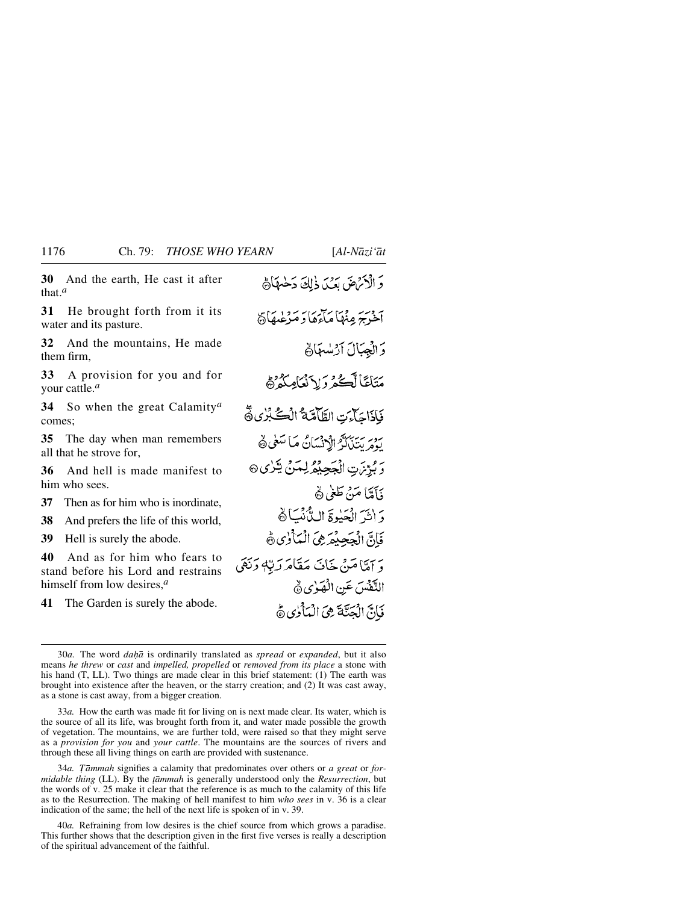**30** And the earth, He cast it after that.[a]

وَ الْاَرْضَ بَعْدَ ذٰلِكَ دَحٰىهَا ﴿۳۰﴾

**31** He brought forth from it its water and its pasture.

اَخْرَجَ مِنْهَا مَآءَهَا وَ مَرْعٰىهَا ﴿۳۱﴾

**32** And the mountains, He made them firm,

وَ الْجِبَالَ اَرْسٰىهَا ﴿۳۲﴾

**33** A provision for you and for your cattle.[a]

مَتَاعًا لَّكُمْ وَ لِاَنْعَامِكُمْ ﴿۳۳﴾

**34** So when the great Calamity[a] comes;

فَاِذَا جَآءَتِ الطَّآمَّةُ الْكُبْرٰى ﴿۳۴﴾

**35** The day when man remembers all that he strove for,

يَوْمَ يَتَذَكَّرُ الْاِنْسَانُ مَا سَعٰى ﴿۳۵﴾

**36** And hell is made manifest to him who sees.

وَ بُرِّزَتِ الْجَحِيْمُ لِمَنْ يَّرٰى ﴿۳۶﴾

**37** Then as for him who is inordinate,

فَاَمَّا مَنْ طَغٰى ﴿۳۷﴾

**38** And prefers the life of this world,

وَ اٰثَرَ الْحَيٰوةَ الدُّنْيَا ﴿۳۸﴾

**39** Hell is surely the abode.

فَاِنَّ الْجَحِيْمَ هِيَ الْمَاْوٰى ﴿۳۹﴾

**40** And as for him who fears to stand before his Lord and restrains himself from low desires,[a]

وَ اَمَّا مَنْ خَافَ مَقَامَ رَبِّهٖ وَ نَهَى النَّفْسَ عَنِ الْهَوٰى ﴿۴۰﴾

**41** The Garden is surely the abode.

فَاِنَّ الْجَنَّةَ هِيَ الْمَاْوٰى ﴿۴۱﴾

---

30*a.* The word *daḥā* is ordinarily translated as *spread* or *expanded*, but it also means *he threw* or *cast* and *impelled, propelled* or *removed from its place* a stone with his hand (T, LL). Two things are made clear in this brief statement: (1) The earth was brought into existence after the heaven, or the starry creation; and (2) It was cast away, as a stone is cast away, from a bigger creation.

33*a.* How the earth was made fit for living on is next made clear. Its water, which is the source of all its life, was brought forth from it, and water made possible the growth of vegetation. The mountains, we are further told, were raised so that they might serve as a *provision for you* and *your cattle*. The mountains are the sources of rivers and through these all living things on earth are provided with sustenance.

34*a.* *Ṭāmmah* signifies a calamity that predominates over others or *a great* or *formidable thing* (LL). By the *ṭāmmah* is generally understood only the *Resurrection*, but the words of v. 25 make it clear that the reference is as much to the calamity of this life as to the Resurrection. The making of hell manifest to him *who sees* in v. 36 is a clear indication of the same; the hell of the next life is spoken of in v. 39.

40*a.* Refraining from low desires is the chief source from which grows a paradise. This further shows that the description given in the first five verses is really a description of the spiritual advancement of the faithful.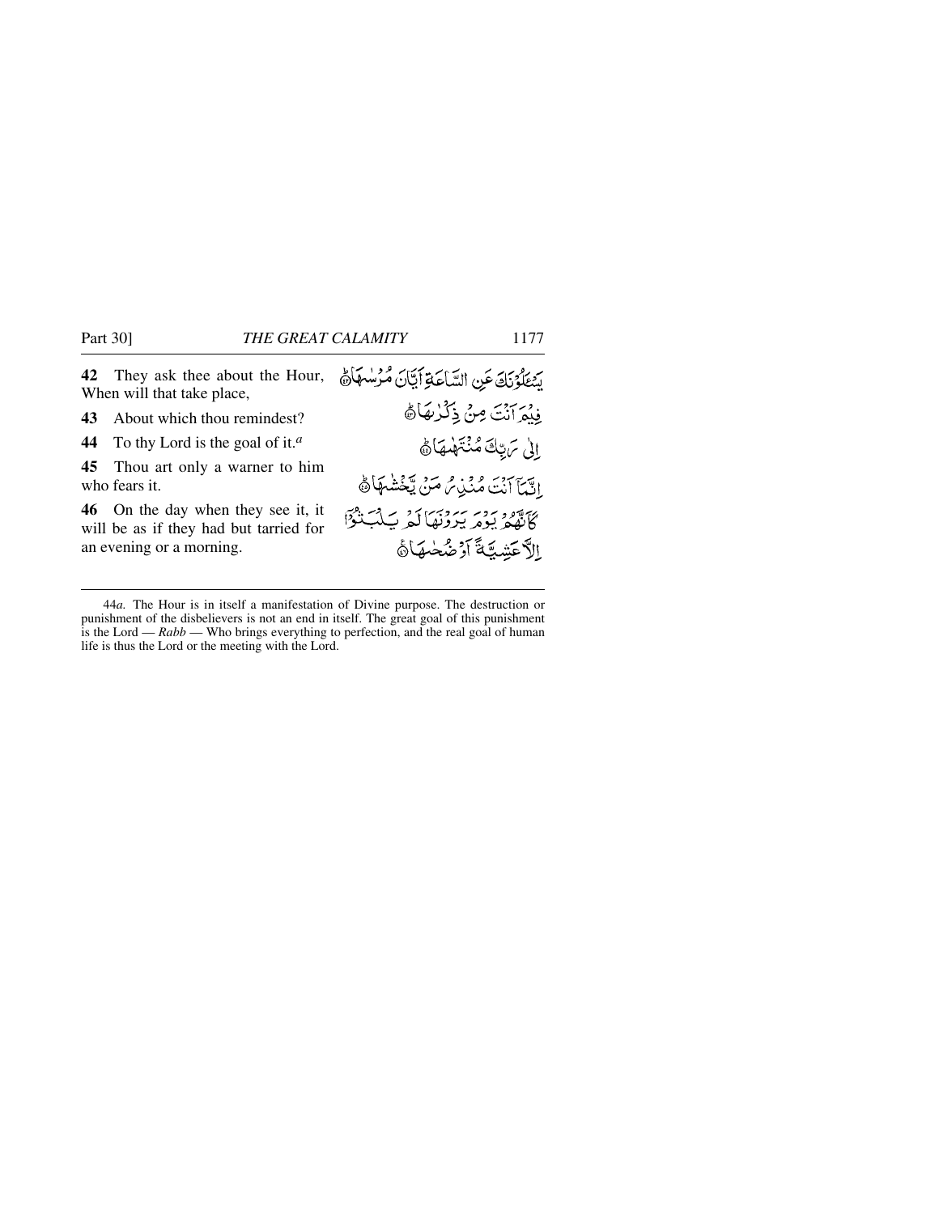**42** They ask thee about the Hour, When will that take place,

يَسْـَٔلُوْنَكَ عَنِ السَّاعَةِ اَيَّانَ مُرْسٰىهَا ۝

**43** About which thou remindest?

فِيْمَ اَنْتَ مِنْ ذِكْرٰىهَا ۝

**44** To thy Lord is the goal of it.[a]

اِلٰى رَبِّكَ مُنْتَهٰىهَا ۝

**45** Thou art only a warner to him who fears it.

اِنَّمَآ اَنْتَ مُنْذِرُ مَنْ يَّخْشٰىهَا ۝

**46** On the day when they see it, it will be as if they had but tarried for an evening or a morning.

كَاَنَّهُمْ يَوْمَ يَرَوْنَهَا لَمْ يَلْبَثُوْٓا اِلَّا عَشِيَّةً اَوْ ضُحٰىهَا ۝

---

44*a.* The Hour is in itself a manifestation of Divine purpose. The destruction or punishment of the disbelievers is not an end in itself. The great goal of this punishment is the Lord — *Rabb* — Who brings everything to perfection, and the real goal of human life is thus the Lord or the meeting with the Lord.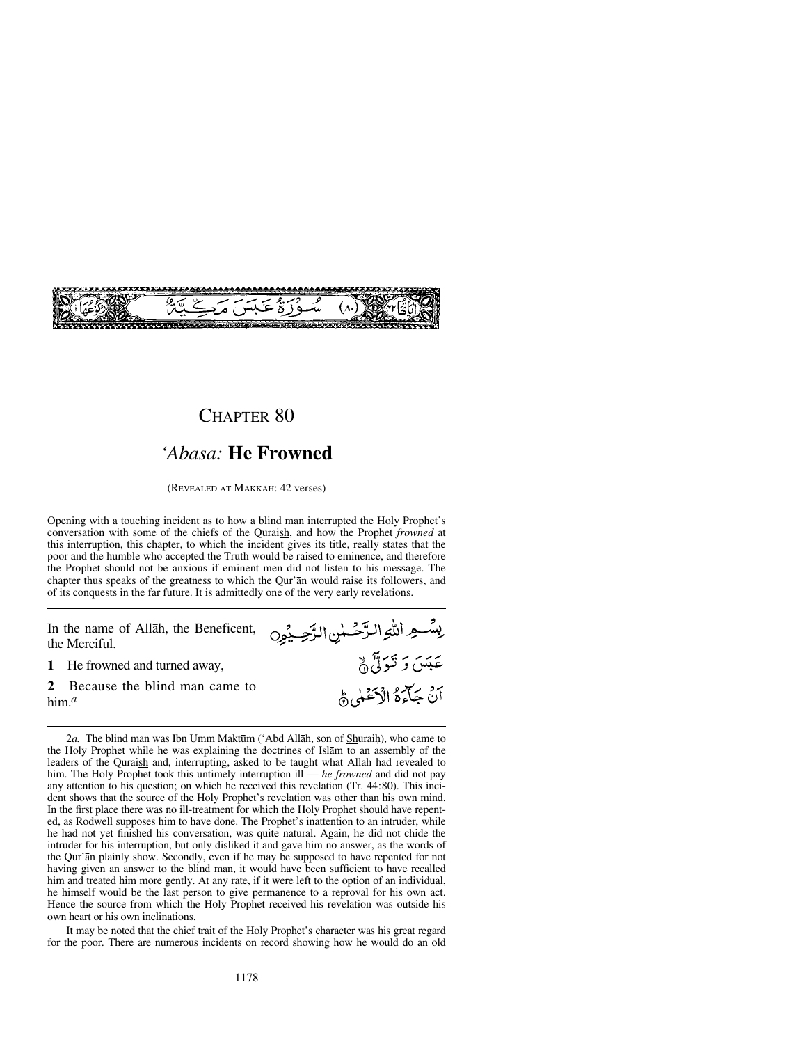سُوْرَةُ عَبَسَ مَكِّيَّةٌ (٨٠)

# CHAPTER 80

## *'Abasa:* **He Frowned**

(REVEALED AT MAKKAH: 42 verses)

Opening with a touching incident as to how a blind man interrupted the Holy Prophet's conversation with some of the chiefs of the Quraish, and how the Prophet *frowned* at this interruption, this chapter, to which the incident gives its title, really states that the poor and the humble who accepted the Truth would be raised to eminence, and therefore the Prophet should not be anxious if eminent men did not listen to his message. The chapter thus speaks of the greatness to which the Qur'ān would raise its followers, and of its conquests in the far future. It is admittedly one of the very early revelations.

In the name of Allāh, the Beneficent, the Merciful.

بِسْمِ اللّٰهِ الرَّحْمٰنِ الرَّحِيْمِ

**1** He frowned and turned away,

عَبَسَ وَ تَوَلّٰٓى ۙ

**2** Because the blind man came to him.[a]

اَنْ جَآءَهُ الْاَعْمٰى ؕ

2*a.* The blind man was Ibn Umm Maktūm ('Abd Allāh, son of Shuraiḥ), who came to the Holy Prophet while he was explaining the doctrines of Islām to an assembly of the leaders of the Quraish and, interrupting, asked to be taught what Allāh had revealed to him. The Holy Prophet took this untimely interruption ill — *he frowned* and did not pay any attention to his question; on which he received this revelation (Tr. 44:80). This incident shows that the source of the Holy Prophet's revelation was other than his own mind. In the first place there was no ill-treatment for which the Holy Prophet should have repented, as Rodwell supposes him to have done. The Prophet's inattention to an intruder, while he had not yet finished his conversation, was quite natural. Again, he did not chide the intruder for his interruption, but only disliked it and gave him no answer, as the words of the Qur'ān plainly show. Secondly, even if he may be supposed to have repented for not having given an answer to the blind man, it would have been sufficient to have recalled him and treated him more gently. At any rate, if it were left to the option of an individual, he himself would be the last person to give permanence to a reproval for his own act. Hence the source from which the Holy Prophet received his revelation was outside his own heart or his own inclinations.

It may be noted that the chief trait of the Holy Prophet's character was his great regard for the poor. There are numerous incidents on record showing how he would do an old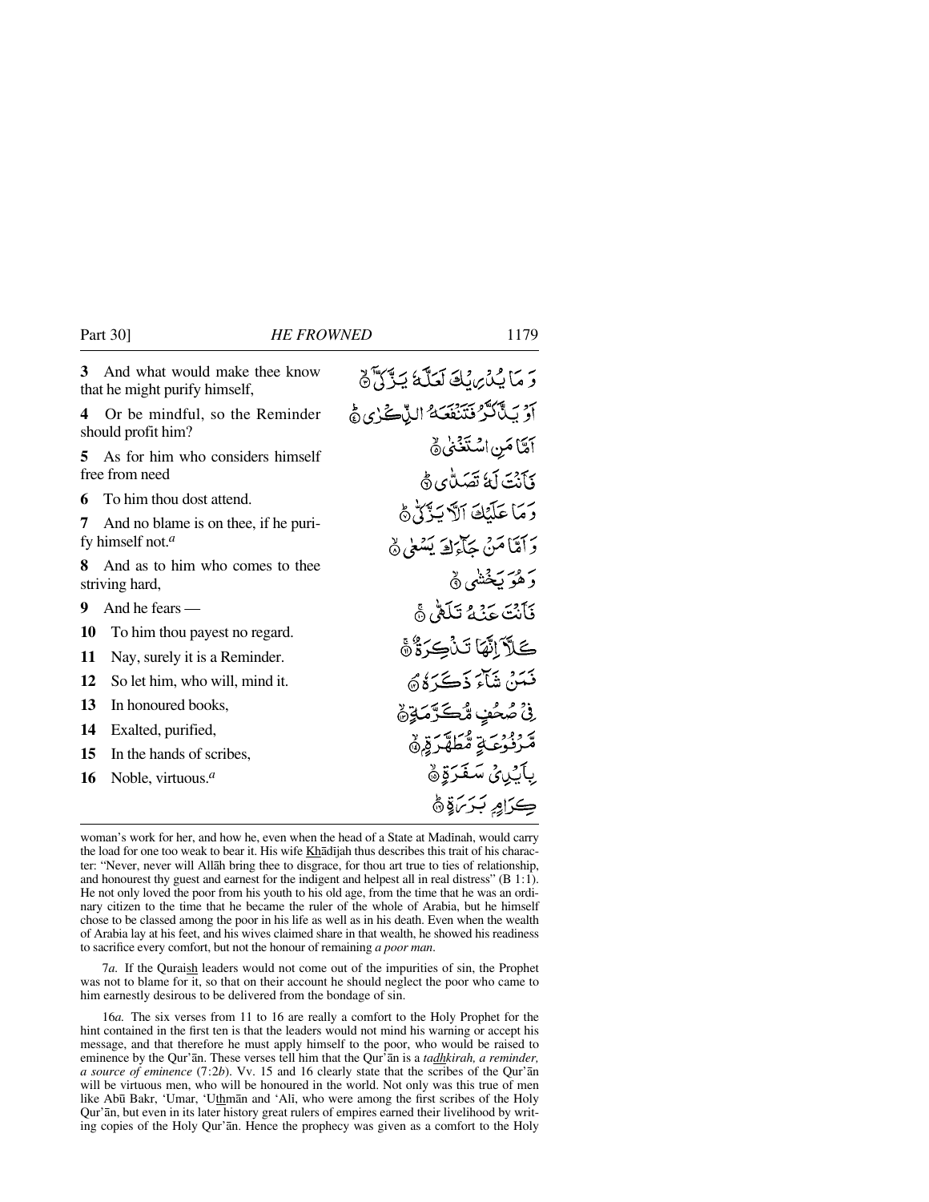| | |
|---|---|
| **3** And what would make thee know that he might purify himself, | وَ مَا يُدْرِيكَ لَعَلَّهُ يَزَّكّٰىٓ ۙ﴿۳﴾ |
| **4** Or be mindful, so the Reminder should profit him? | اَوْ يَذَّكَّرُ فَتَنْفَعَهُ الذِّكْرٰى ؕ﴿۴﴾ |
| **5** As for him who considers himself free from need | اَمَّا مَنِ اسْتَغْنٰى ۙ﴿۵﴾ |
| **6** To him thou dost attend. | فَاَنْتَ لَهٗ تَصَدّٰى ؕ﴿۶﴾ |
| **7** And no blame is on thee, if he purify himself not.[a] | وَ مَا عَلَيْكَ اَلَّا يَزَّكّٰى ؕ﴿۷﴾ |
| **8** And as to him who comes to thee striving hard, | وَ اَمَّا مَنْ جَآءَكَ يَسْعٰى ۙ﴿۸﴾ |
| **9** And he fears — | وَ هُوَ يَخْشٰى ۙ﴿۹﴾ |
| **10** To him thou payest no regard. | فَاَنْتَ عَنْهُ تَلَهّٰى ۚ﴿۱۰﴾ |
| **11** Nay, surely it is a Reminder. | كَلَّآ اِنَّهَا تَذْكِرَةٌ ۚ﴿۱۱﴾ |
| **12** So let him, who will, mind it. | فَمَنْ شَآءَ ذَكَرَهٗ ۘ﴿۱۲﴾ |
| **13** In honoured books, | فِيْ صُحُفٍ مُّكَرَّمَةٍ ۙ﴿۱۳﴾ |
| **14** Exalted, purified, | مَّرْفُوْعَةٍ مُّطَهَّرَةٍۭ ۙ﴿۱۴﴾ |
| **15** In the hands of scribes, | بِاَيْدِيْ سَفَرَةٍ ۙ﴿۱۵﴾ |
| **16** Noble, virtuous.[a] | كِرَامٍۭ بَرَرَةٍ ؕ﴿۱۶﴾ |

---

woman's work for her, and how he, even when the head of a State at Madīnah, would carry the load for one too weak to bear it. His wife Khādījah thus describes this trait of his character: "Never, never will Allāh bring thee to disgrace, for thou art true to ties of relationship, and honourest thy guest and earnest for the indigent and helpest all in real distress" (B 1:1). He not only loved the poor from his youth to his old age, from the time that he was an ordinary citizen to the time that he became the ruler of the whole of Arabia, but he himself chose to be classed among the poor in his life as well as in his death. Even when the wealth of Arabia lay at his feet, and his wives claimed share in that wealth, he showed his readiness to sacrifice every comfort, but not the honour of remaining *a poor man*.

7*a*. If the Quraish leaders would not come out of the impurities of sin, the Prophet was not to blame for it, so that on their account he should neglect the poor who came to him earnestly desirous to be delivered from the bondage of sin.

16*a*. The six verses from 11 to 16 are really a comfort to the Holy Prophet for the hint contained in the first ten is that the leaders would not mind his warning or accept his message, and that therefore he must apply himself to the poor, who would be raised to eminence by the Qur'ān. These verses tell him that the Qur'ān is a *tadhkirah, a reminder, a source of eminence* (7:2*b*). Vv. 15 and 16 clearly state that the scribes of the Qur'ān will be virtuous men, who will be honoured in the world. Not only was this true of men like Abū Bakr, 'Umar, 'Uthmān and 'Alī, who were among the first scribes of the Holy Qur'ān, but even in its later history great rulers of empires earned their livelihood by writing copies of the Holy Qur'ān. Hence the prophecy was given as a comfort to the Holy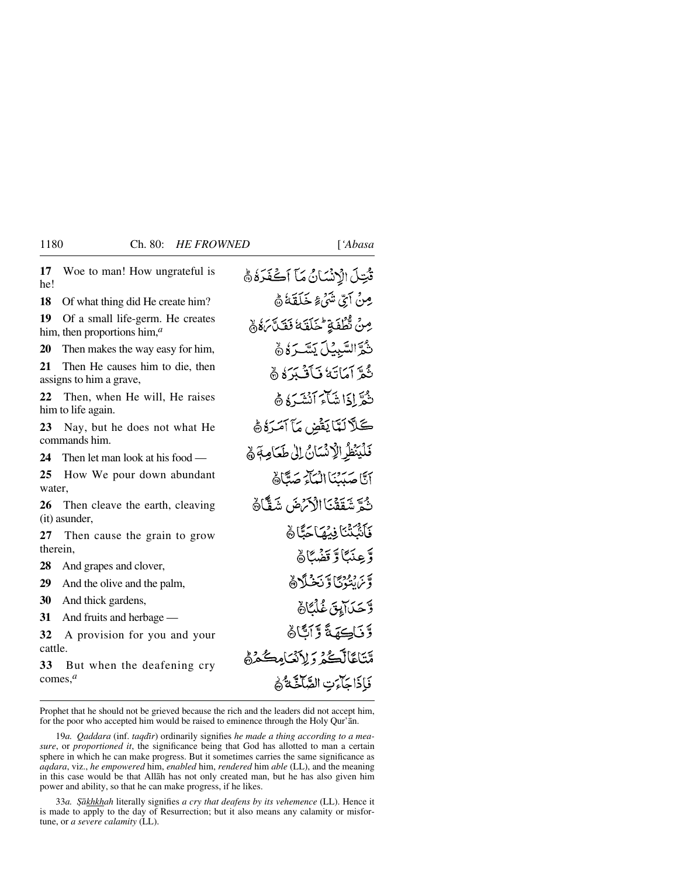**17** Woe to man! How ungrateful is he!

**18** Of what thing did He create him?

**19** Of a small life-germ. He creates him, then proportions him,[a]

**20** Then makes the way easy for him,

**21** Then He causes him to die, then assigns to him a grave,

**22** Then, when He will, He raises him to life again.

**23** Nay, but he does not what He commands him.

**24** Then let man look at his food —

**25** How We pour down abundant water,

**26** Then cleave the earth, cleaving (it) asunder,

**27** Then cause the grain to grow therein,

**28** And grapes and clover,

**29** And the olive and the palm,

**30** And thick gardens,

**31** And fruits and herbage —

**32** A provision for you and your cattle.

**33** But when the deafening cry comes,[a]

قُتِلَ الْإِنْسَانُ مَآ أَكْفَرَهُ ﴿١٧﴾

مِنْ أَيِّ شَيْءٍ خَلَقَهُ ﴿١٨﴾

مِنْ نُّطْفَةٍ ۭ خَلَقَهُ فَقَدَّرَهُ ﴿١٩﴾

ثُمَّ السَّبِيْلَ يَسَّرَهُ ﴿٢٠﴾

ثُمَّ أَمَاتَهُ فَأَقْبَرَهُ ﴿٢١﴾

ثُمَّ إِذَا شَآءَ أَنْشَرَهُ ﴿٢٢﴾

كَلَّا لَمَّا يَقْضِ مَآ أَمَرَهُ ﴿٢٣﴾

فَلْيَنْظُرِ الْإِنْسَانُ إِلٰى طَعَامِهٖٓ ﴿٢٤﴾

أَنَّا صَبَبْنَا الْمَآءَ صَبًّا ﴿٢٥﴾

ثُمَّ شَقَقْنَا الْأَرْضَ شَقًّا ﴿٢٦﴾

فَأَنْۢبَتْنَا فِيْهَا حَبًّا ﴿٢٧﴾

وَّعِنَبًا وَّقَضْبًا ﴿٢٨﴾

وَّزَيْتُوْنًا وَّنَخْلًا ﴿٢٩﴾

وَّحَدَآئِقَ غُلْبًا ﴿٣٠﴾

وَّفَاكِهَةً وَّأَبًّا ﴿٣١﴾

مَّتَاعًا لَّكُمْ وَلِأَنْعَامِكُمْ ﴿٣٢﴾

فَإِذَا جَآءَتِ الصَّآخَّةُ ﴿٣٣﴾

---

Prophet that he should not be grieved because the rich and the leaders did not accept him, for the poor who accepted him would be raised to eminence through the Holy Qur'ān.

19*a. Qaddara* (inf. *taqdīr*) ordinarily signifies *he made a thing according to a measure*, or *proportioned it*, the significance being that God has allotted to man a certain sphere in which he can make progress. But it sometimes carries the same significance as *aqdara*, viz., *he empowered* him, *enabled* him, *rendered* him *able* (LL), and the meaning in this case would be that Allāh has not only created man, but he has also given him power and ability, so that he can make progress, if he likes.

33*a. Ṣākhkhah* literally signifies *a cry that deafens by its vehemence* (LL). Hence it is made to apply to the day of Resurrection; but it also means any calamity or misfortune, or *a severe calamity* (LL).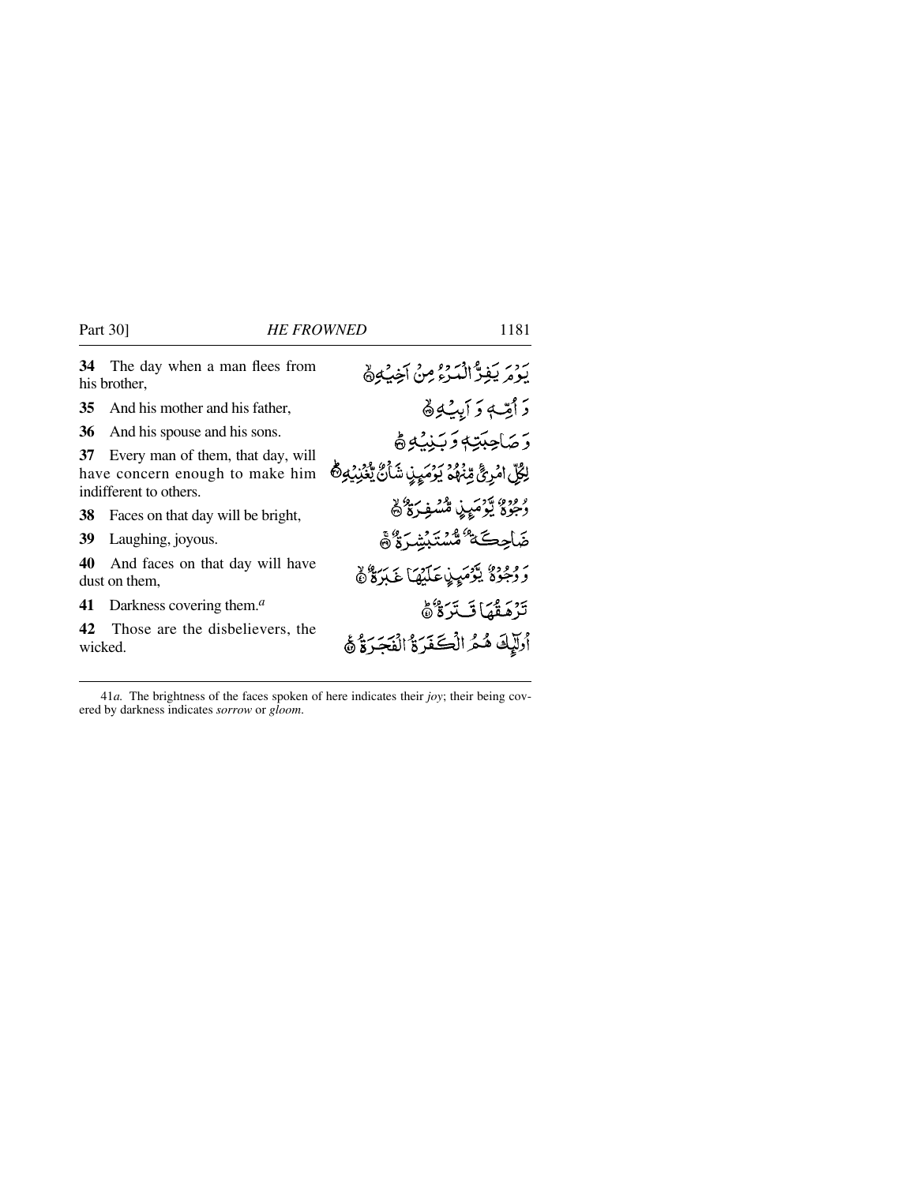**34** The day when a man flees from his brother,

يَوْمَ يَفِرُّ الْمَرْءُ مِنْ أَخِيهِ ﴿٣٤﴾

**35** And his mother and his father,

وَأُمِّهِ وَأَبِيهِ ﴿٣٥﴾

**36** And his spouse and his sons.

وَصَاحِبَتِهِ وَبَنِيهِ ﴿٣٦﴾

**37** Every man of them, that day, will have concern enough to make him indifferent to others.

لِكُلِّ امْرِئٍ مِّنْهُمْ يَوْمَئِذٍ شَأْنٌ يُغْنِيهِ ﴿٣٧﴾

**38** Faces on that day will be bright,

وُجُوهٌ يَوْمَئِذٍ مُّسْفِرَةٌ ﴿٣٨﴾

**39** Laughing, joyous.

ضَاحِكَةٌ مُّسْتَبْشِرَةٌ ﴿٣٩﴾

**40** And faces on that day will have dust on them,

وَوُجُوهٌ يَوْمَئِذٍ عَلَيْهَا غَبَرَةٌ ﴿٤٠﴾

**41** Darkness covering them.[a]

تَرْهَقُهَا قَتَرَةٌ ﴿٤١﴾

**42** Those are the disbelievers, the wicked.

أُولَٰئِكَ هُمُ الْكَفَرَةُ الْفَجَرَةُ ﴿٤٢﴾

---

41*a.* The brightness of the faces spoken of here indicates their *joy*; their being covered by darkness indicates *sorrow* or *gloom*.